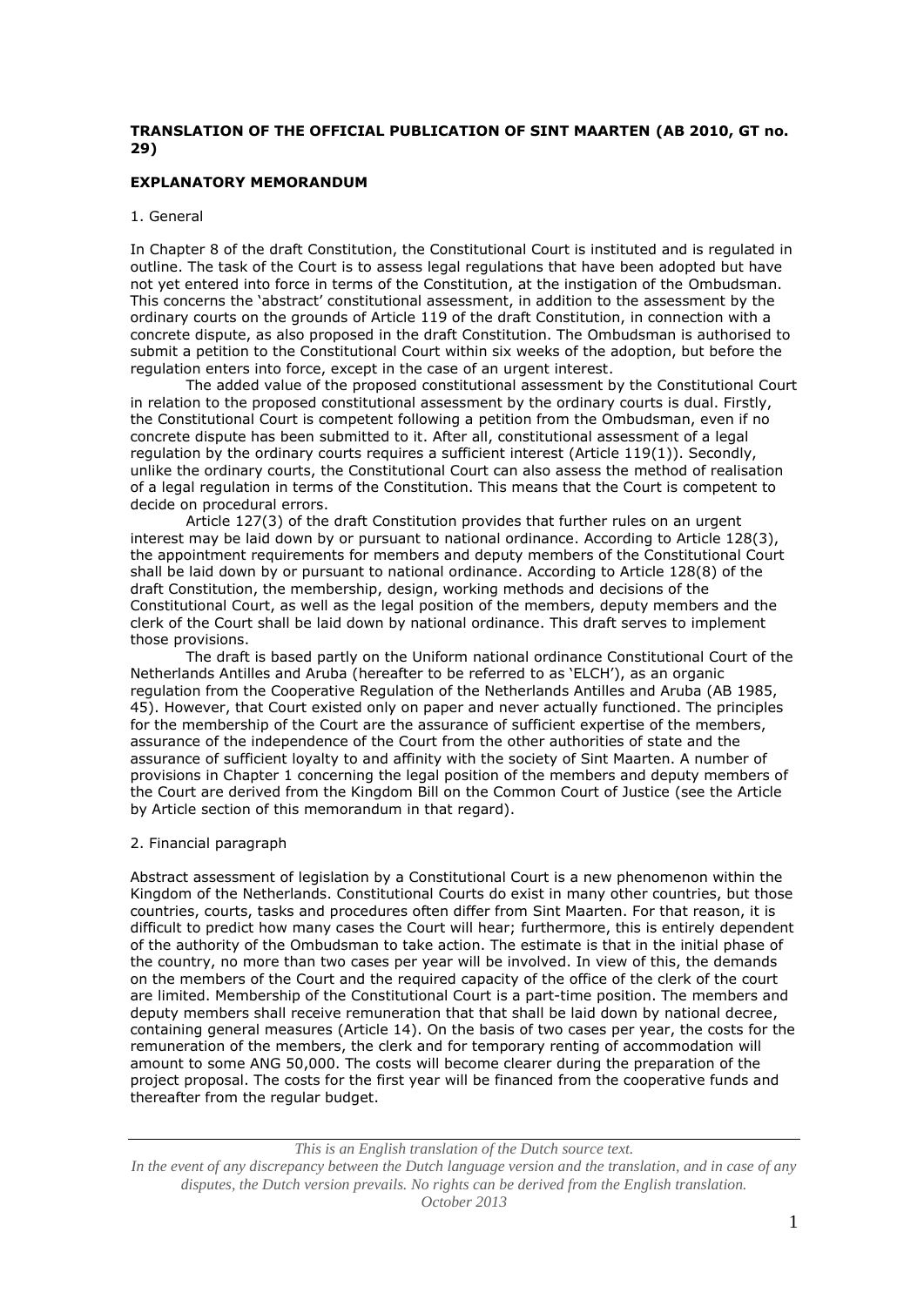**TRANSLATION OF THE OFFICIAL PUBLICATION OF SINT MAARTEN (AB 2010, GT no. 29)**

**EXPLANATORY MEMORANDUM**

1. General

In Chapter 8 of the draft Constitution, the Constitutional Court is instituted and is regulated in outline. The task of the Court is to assess legal regulations that have been adopted but have not yet entered into force in terms of the Constitution, at the instigation of the Ombudsman. This concerns the 'abstract' constitutional assessment, in addition to the assessment by the ordinary courts on the grounds of Article 119 of the draft Constitution, in connection with a concrete dispute, as also proposed in the draft Constitution. The Ombudsman is authorised to submit a petition to the Constitutional Court within six weeks of the adoption, but before the regulation enters into force, except in the case of an urgent interest.

The added value of the proposed constitutional assessment by the Constitutional Court in relation to the proposed constitutional assessment by the ordinary courts is dual. Firstly, the Constitutional Court is competent following a petition from the Ombudsman, even if no concrete dispute has been submitted to it. After all, constitutional assessment of a legal regulation by the ordinary courts requires a sufficient interest (Article 119(1)). Secondly, unlike the ordinary courts, the Constitutional Court can also assess the method of realisation of a legal regulation in terms of the Constitution. This means that the Court is competent to decide on procedural errors.

Article 127(3) of the draft Constitution provides that further rules on an urgent interest may be laid down by or pursuant to national ordinance. According to Article 128(3), the appointment requirements for members and deputy members of the Constitutional Court shall be laid down by or pursuant to national ordinance. According to Article 128(8) of the draft Constitution, the membership, design, working methods and decisions of the Constitutional Court, as well as the legal position of the members, deputy members and the clerk of the Court shall be laid down by national ordinance. This draft serves to implement those provisions.

The draft is based partly on the Uniform national ordinance Constitutional Court of the Netherlands Antilles and Aruba (hereafter to be referred to as 'ELCH'), as an organic regulation from the Cooperative Regulation of the Netherlands Antilles and Aruba (AB 1985, 45). However, that Court existed only on paper and never actually functioned. The principles for the membership of the Court are the assurance of sufficient expertise of the members, assurance of the independence of the Court from the other authorities of state and the assurance of sufficient loyalty to and affinity with the society of Sint Maarten. A number of provisions in Chapter 1 concerning the legal position of the members and deputy members of the Court are derived from the Kingdom Bill on the Common Court of Justice (see the Article by Article section of this memorandum in that regard).

2. Financial paragraph

Abstract assessment of legislation by a Constitutional Court is a new phenomenon within the Kingdom of the Netherlands. Constitutional Courts do exist in many other countries, but those countries, courts, tasks and procedures often differ from Sint Maarten. For that reason, it is difficult to predict how many cases the Court will hear; furthermore, this is entirely dependent of the authority of the Ombudsman to take action. The estimate is that in the initial phase of the country, no more than two cases per year will be involved. In view of this, the demands on the members of the Court and the required capacity of the office of the clerk of the court are limited. Membership of the Constitutional Court is a part-time position. The members and deputy members shall receive remuneration that that shall be laid down by national decree, containing general measures (Article 14). On the basis of two cases per year, the costs for the remuneration of the members, the clerk and for temporary renting of accommodation will amount to some ANG 50,000. The costs will become clearer during the preparation of the project proposal. The costs for the first year will be financed from the cooperative funds and thereafter from the regular budget.

*This is an English translation of the Dutch source text.*
*In the event of any discrepancy between the Dutch language version and the translation, and in case of any disputes, the Dutch version prevails. No rights can be derived from the English translation.*
*October 2013*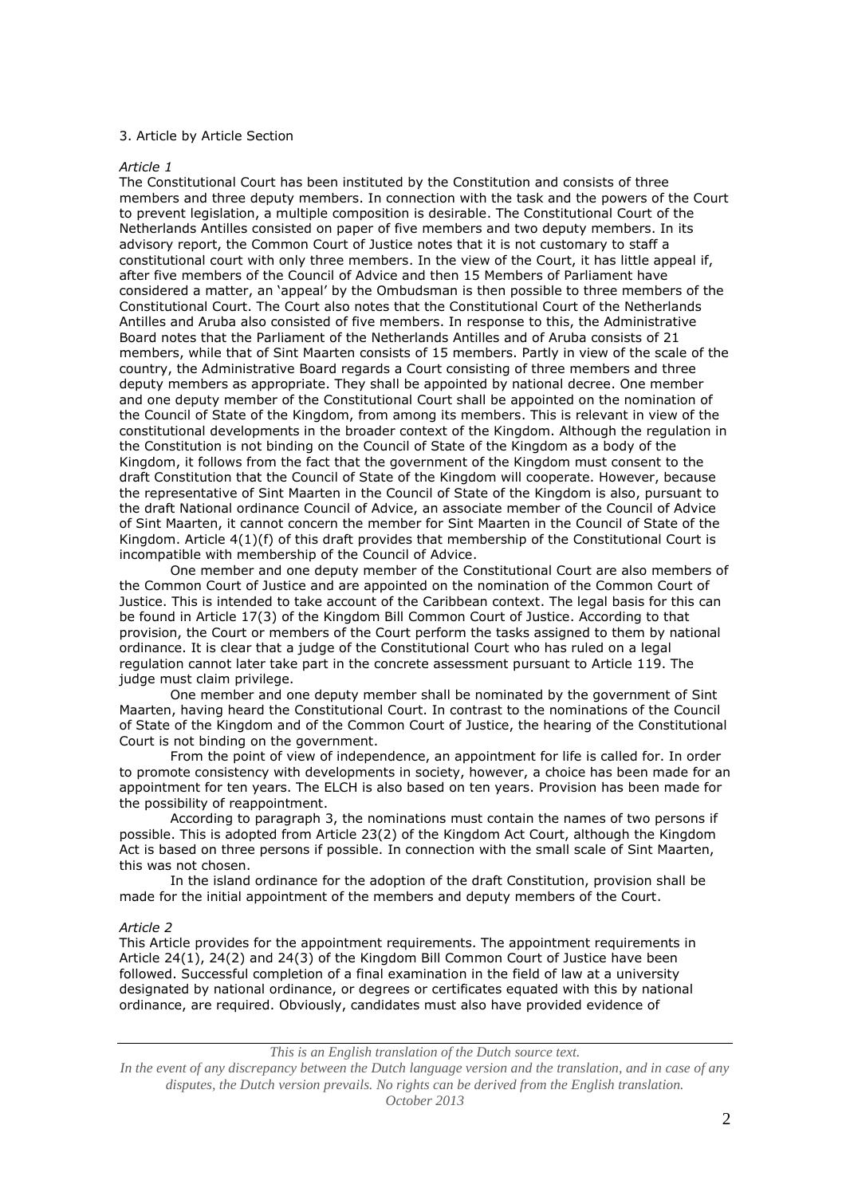3. Article by Article Section

*Article 1*

The Constitutional Court has been instituted by the Constitution and consists of three members and three deputy members. In connection with the task and the powers of the Court to prevent legislation, a multiple composition is desirable. The Constitutional Court of the Netherlands Antilles consisted on paper of five members and two deputy members. In its advisory report, the Common Court of Justice notes that it is not customary to staff a constitutional court with only three members. In the view of the Court, it has little appeal if, after five members of the Council of Advice and then 15 Members of Parliament have considered a matter, an 'appeal' by the Ombudsman is then possible to three members of the Constitutional Court. The Court also notes that the Constitutional Court of the Netherlands Antilles and Aruba also consisted of five members. In response to this, the Administrative Board notes that the Parliament of the Netherlands Antilles and of Aruba consists of 21 members, while that of Sint Maarten consists of 15 members. Partly in view of the scale of the country, the Administrative Board regards a Court consisting of three members and three deputy members as appropriate. They shall be appointed by national decree. One member and one deputy member of the Constitutional Court shall be appointed on the nomination of the Council of State of the Kingdom, from among its members. This is relevant in view of the constitutional developments in the broader context of the Kingdom. Although the regulation in the Constitution is not binding on the Council of State of the Kingdom as a body of the Kingdom, it follows from the fact that the government of the Kingdom must consent to the draft Constitution that the Council of State of the Kingdom will cooperate. However, because the representative of Sint Maarten in the Council of State of the Kingdom is also, pursuant to the draft National ordinance Council of Advice, an associate member of the Council of Advice of Sint Maarten, it cannot concern the member for Sint Maarten in the Council of State of the Kingdom. Article 4(1)(f) of this draft provides that membership of the Constitutional Court is incompatible with membership of the Council of Advice.

One member and one deputy member of the Constitutional Court are also members of the Common Court of Justice and are appointed on the nomination of the Common Court of Justice. This is intended to take account of the Caribbean context. The legal basis for this can be found in Article 17(3) of the Kingdom Bill Common Court of Justice. According to that provision, the Court or members of the Court perform the tasks assigned to them by national ordinance. It is clear that a judge of the Constitutional Court who has ruled on a legal regulation cannot later take part in the concrete assessment pursuant to Article 119. The judge must claim privilege.

One member and one deputy member shall be nominated by the government of Sint Maarten, having heard the Constitutional Court. In contrast to the nominations of the Council of State of the Kingdom and of the Common Court of Justice, the hearing of the Constitutional Court is not binding on the government.

From the point of view of independence, an appointment for life is called for. In order to promote consistency with developments in society, however, a choice has been made for an appointment for ten years. The ELCH is also based on ten years. Provision has been made for the possibility of reappointment.

According to paragraph 3, the nominations must contain the names of two persons if possible. This is adopted from Article 23(2) of the Kingdom Act Court, although the Kingdom Act is based on three persons if possible. In connection with the small scale of Sint Maarten, this was not chosen.

In the island ordinance for the adoption of the draft Constitution, provision shall be made for the initial appointment of the members and deputy members of the Court.

*Article 2*

This Article provides for the appointment requirements. The appointment requirements in Article 24(1), 24(2) and 24(3) of the Kingdom Bill Common Court of Justice have been followed. Successful completion of a final examination in the field of law at a university designated by national ordinance, or degrees or certificates equated with this by national ordinance, are required. Obviously, candidates must also have provided evidence of

*This is an English translation of the Dutch source text.*
*In the event of any discrepancy between the Dutch language version and the translation, and in case of any disputes, the Dutch version prevails. No rights can be derived from the English translation.*
*October 2013*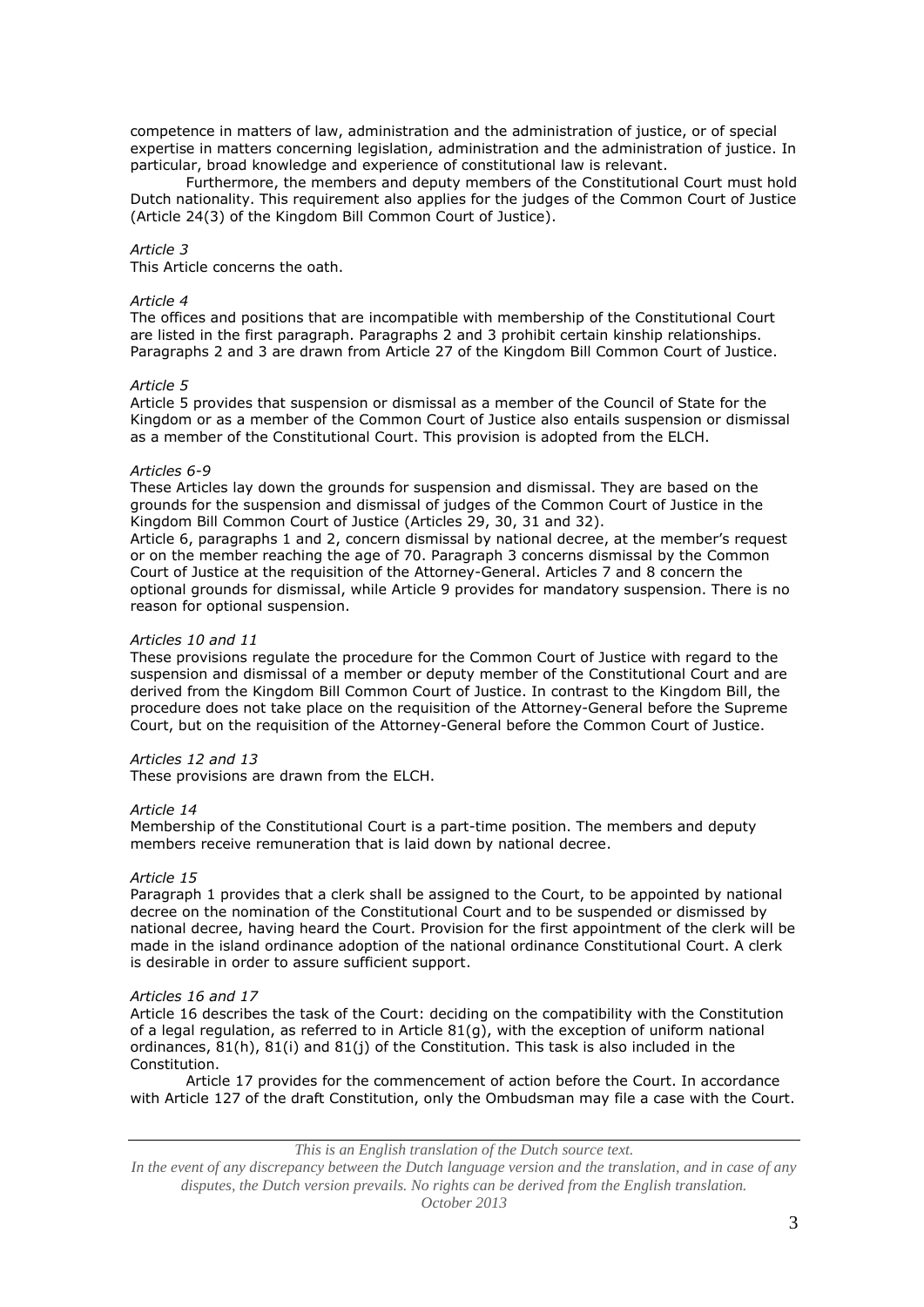competence in matters of law, administration and the administration of justice, or of special expertise in matters concerning legislation, administration and the administration of justice. In particular, broad knowledge and experience of constitutional law is relevant.

Furthermore, the members and deputy members of the Constitutional Court must hold Dutch nationality. This requirement also applies for the judges of the Common Court of Justice (Article 24(3) of the Kingdom Bill Common Court of Justice).

*Article 3*

This Article concerns the oath.

*Article 4*

The offices and positions that are incompatible with membership of the Constitutional Court are listed in the first paragraph. Paragraphs 2 and 3 prohibit certain kinship relationships. Paragraphs 2 and 3 are drawn from Article 27 of the Kingdom Bill Common Court of Justice.

*Article 5*

Article 5 provides that suspension or dismissal as a member of the Council of State for the Kingdom or as a member of the Common Court of Justice also entails suspension or dismissal as a member of the Constitutional Court. This provision is adopted from the ELCH.

*Articles 6-9*

These Articles lay down the grounds for suspension and dismissal. They are based on the grounds for the suspension and dismissal of judges of the Common Court of Justice in the Kingdom Bill Common Court of Justice (Articles 29, 30, 31 and 32).

Article 6, paragraphs 1 and 2, concern dismissal by national decree, at the member's request or on the member reaching the age of 70. Paragraph 3 concerns dismissal by the Common Court of Justice at the requisition of the Attorney-General. Articles 7 and 8 concern the optional grounds for dismissal, while Article 9 provides for mandatory suspension. There is no reason for optional suspension.

*Articles 10 and 11*

These provisions regulate the procedure for the Common Court of Justice with regard to the suspension and dismissal of a member or deputy member of the Constitutional Court and are derived from the Kingdom Bill Common Court of Justice. In contrast to the Kingdom Bill, the procedure does not take place on the requisition of the Attorney-General before the Supreme Court, but on the requisition of the Attorney-General before the Common Court of Justice.

*Articles 12 and 13*

These provisions are drawn from the ELCH.

*Article 14*

Membership of the Constitutional Court is a part-time position. The members and deputy members receive remuneration that is laid down by national decree.

*Article 15*

Paragraph 1 provides that a clerk shall be assigned to the Court, to be appointed by national decree on the nomination of the Constitutional Court and to be suspended or dismissed by national decree, having heard the Court. Provision for the first appointment of the clerk will be made in the island ordinance adoption of the national ordinance Constitutional Court. A clerk is desirable in order to assure sufficient support.

*Articles 16 and 17*

Article 16 describes the task of the Court: deciding on the compatibility with the Constitution of a legal regulation, as referred to in Article 81(g), with the exception of uniform national ordinances, 81(h), 81(i) and 81(j) of the Constitution. This task is also included in the Constitution.

Article 17 provides for the commencement of action before the Court. In accordance with Article 127 of the draft Constitution, only the Ombudsman may file a case with the Court.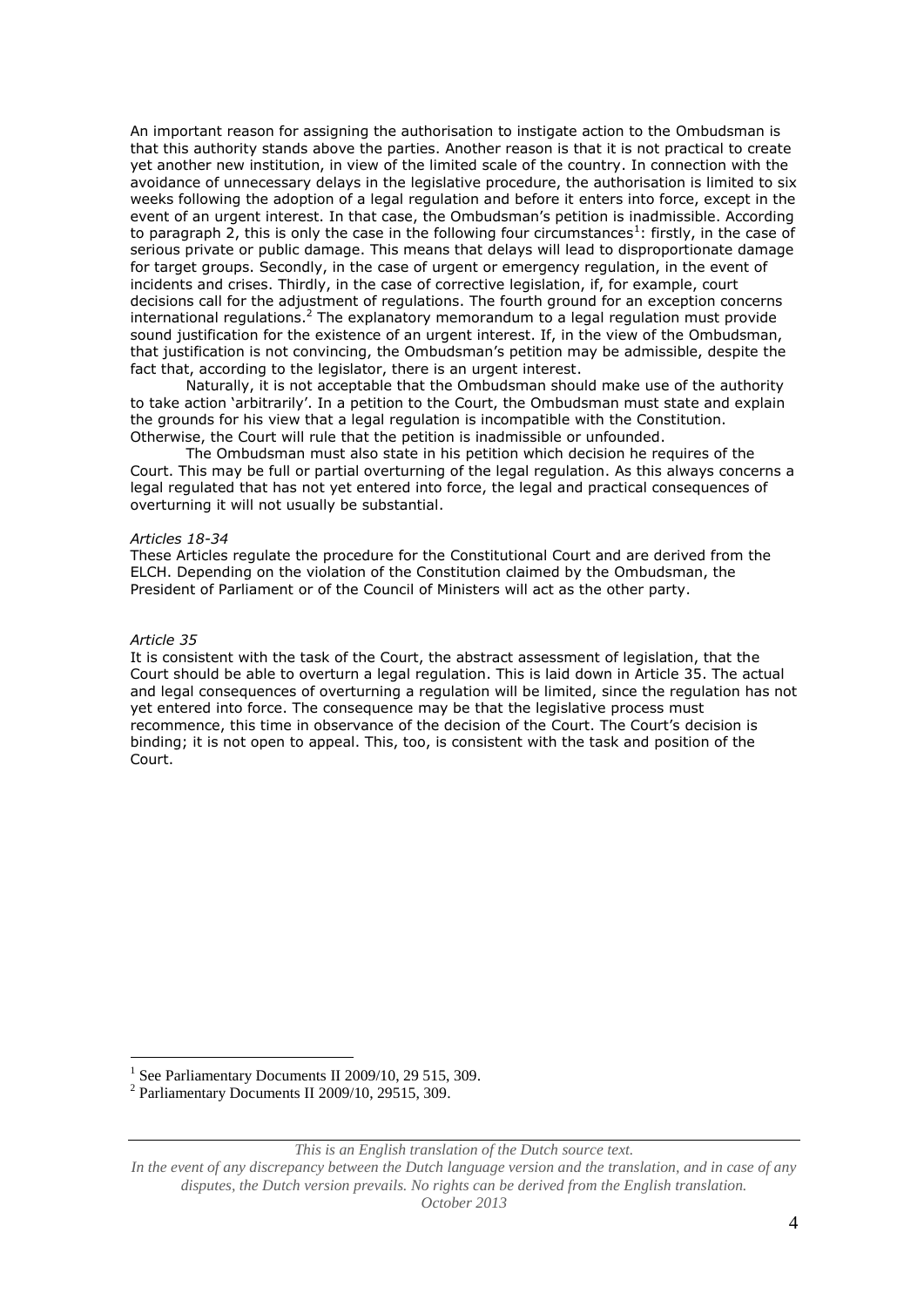An important reason for assigning the authorisation to instigate action to the Ombudsman is that this authority stands above the parties. Another reason is that it is not practical to create yet another new institution, in view of the limited scale of the country. In connection with the avoidance of unnecessary delays in the legislative procedure, the authorisation is limited to six weeks following the adoption of a legal regulation and before it enters into force, except in the event of an urgent interest. In that case, the Ombudsman's petition is inadmissible. According to paragraph 2, this is only the case in the following four circumstances[1]: firstly, in the case of serious private or public damage. This means that delays will lead to disproportionate damage for target groups. Secondly, in the case of urgent or emergency regulation, in the event of incidents and crises. Thirdly, in the case of corrective legislation, if, for example, court decisions call for the adjustment of regulations. The fourth ground for an exception concerns international regulations.[2] The explanatory memorandum to a legal regulation must provide sound justification for the existence of an urgent interest. If, in the view of the Ombudsman, that justification is not convincing, the Ombudsman's petition may be admissible, despite the fact that, according to the legislator, there is an urgent interest.

Naturally, it is not acceptable that the Ombudsman should make use of the authority to take action 'arbitrarily'. In a petition to the Court, the Ombudsman must state and explain the grounds for his view that a legal regulation is incompatible with the Constitution. Otherwise, the Court will rule that the petition is inadmissible or unfounded.

The Ombudsman must also state in his petition which decision he requires of the Court. This may be full or partial overturning of the legal regulation. As this always concerns a legal regulated that has not yet entered into force, the legal and practical consequences of overturning it will not usually be substantial.

*Articles 18-34*

These Articles regulate the procedure for the Constitutional Court and are derived from the ELCH. Depending on the violation of the Constitution claimed by the Ombudsman, the President of Parliament or of the Council of Ministers will act as the other party.

*Article 35*

It is consistent with the task of the Court, the abstract assessment of legislation, that the Court should be able to overturn a legal regulation. This is laid down in Article 35. The actual and legal consequences of overturning a regulation will be limited, since the regulation has not yet entered into force. The consequence may be that the legislative process must recommence, this time in observance of the decision of the Court. The Court's decision is binding; it is not open to appeal. This, too, is consistent with the task and position of the Court.

[1] See Parliamentary Documents II 2009/10, 29 515, 309.

[2] Parliamentary Documents II 2009/10, 29515, 309.

*This is an English translation of the Dutch source text.*
*In the event of any discrepancy between the Dutch language version and the translation, and in case of any disputes, the Dutch version prevails. No rights can be derived from the English translation.*
*October 2013*